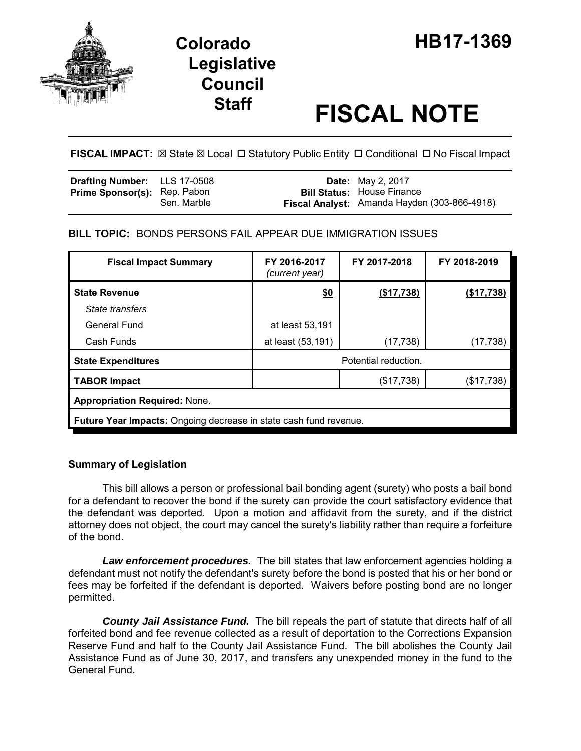# Colorado Legislative Council Staff

# HB17-1369

# FISCAL NOTE

**FISCAL IMPACT:** ☒ State ☒ Local ☐ Statutory Public Entity ☐ Conditional ☐ No Fiscal Impact

| | | | |
|---|---|---|---|
| **Drafting Number:** | LLS 17-0508 | **Date:** | May 2, 2017 |
| **Prime Sponsor(s):** | Rep. Pabon<br>Sen. Marble | **Bill Status:** | House Finance |
| | | **Fiscal Analyst:** | Amanda Hayden (303-866-4918) |

**BILL TOPIC:** BONDS PERSONS FAIL APPEAR DUE IMMIGRATION ISSUES

| Fiscal Impact Summary | FY 2016-2017 *(current year)* | FY 2017-2018 | FY 2018-2019 |
|---|---|---|---|
| **State Revenue** | **$0** | **($17,738)** | **($17,738)** |
| *State transfers* | | | |
| General Fund | at least 53,191 | | |
| Cash Funds | at least (53,191) | (17,738) | (17,738) |
| **State Expenditures** | Potential reduction. | | |
| **TABOR Impact** | | ($17,738) | ($17,738) |
| **Appropriation Required:** None. | | | |
| **Future Year Impacts:** Ongoing decrease in state cash fund revenue. | | | |

## Summary of Legislation

This bill allows a person or professional bail bonding agent (surety) who posts a bail bond for a defendant to recover the bond if the surety can provide the court satisfactory evidence that the defendant was deported. Upon a motion and affidavit from the surety, and if the district attorney does not object, the court may cancel the surety's liability rather than require a forfeiture of the bond.

***Law enforcement procedures.*** The bill states that law enforcement agencies holding a defendant must not notify the defendant's surety before the bond is posted that his or her bond or fees may be forfeited if the defendant is deported. Waivers before posting bond are no longer permitted.

***County Jail Assistance Fund.*** The bill repeals the part of statute that directs half of all forfeited bond and fee revenue collected as a result of deportation to the Corrections Expansion Reserve Fund and half to the County Jail Assistance Fund. The bill abolishes the County Jail Assistance Fund as of June 30, 2017, and transfers any unexpended money in the fund to the General Fund.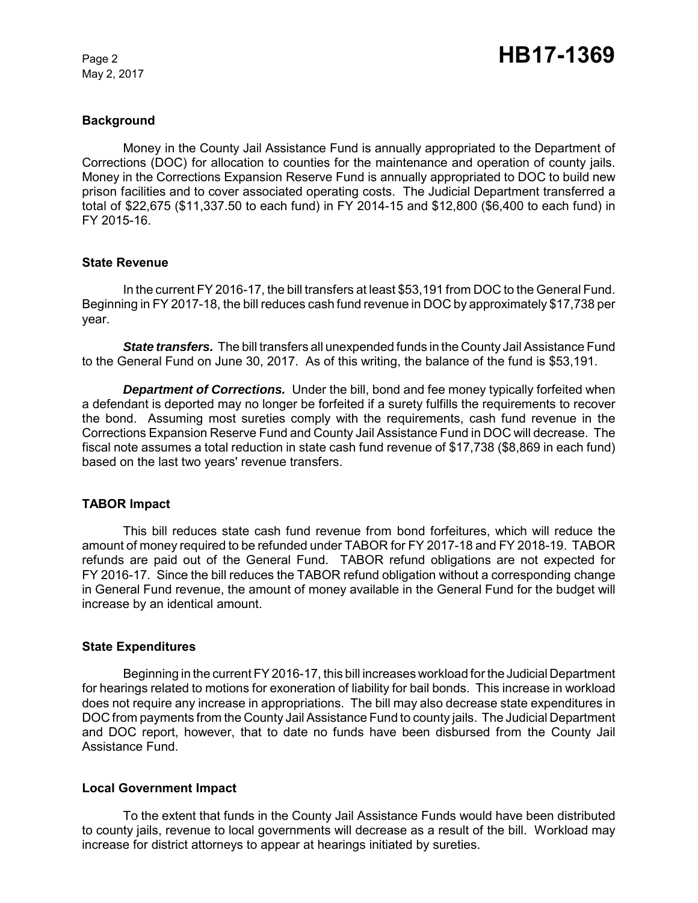### Background

Money in the County Jail Assistance Fund is annually appropriated to the Department of Corrections (DOC) for allocation to counties for the maintenance and operation of county jails. Money in the Corrections Expansion Reserve Fund is annually appropriated to DOC to build new prison facilities and to cover associated operating costs. The Judicial Department transferred a total of $22,675 ($11,337.50 to each fund) in FY 2014-15 and $12,800 ($6,400 to each fund) in FY 2015-16.

### State Revenue

In the current FY 2016-17, the bill transfers at least $53,191 from DOC to the General Fund. Beginning in FY 2017-18, the bill reduces cash fund revenue in DOC by approximately $17,738 per year.

***State transfers.*** The bill transfers all unexpended funds in the County Jail Assistance Fund to the General Fund on June 30, 2017. As of this writing, the balance of the fund is $53,191.

***Department of Corrections.*** Under the bill, bond and fee money typically forfeited when a defendant is deported may no longer be forfeited if a surety fulfills the requirements to recover the bond. Assuming most sureties comply with the requirements, cash fund revenue in the Corrections Expansion Reserve Fund and County Jail Assistance Fund in DOC will decrease. The fiscal note assumes a total reduction in state cash fund revenue of $17,738 ($8,869 in each fund) based on the last two years' revenue transfers.

### TABOR Impact

This bill reduces state cash fund revenue from bond forfeitures, which will reduce the amount of money required to be refunded under TABOR for FY 2017-18 and FY 2018-19. TABOR refunds are paid out of the General Fund. TABOR refund obligations are not expected for FY 2016-17. Since the bill reduces the TABOR refund obligation without a corresponding change in General Fund revenue, the amount of money available in the General Fund for the budget will increase by an identical amount.

### State Expenditures

Beginning in the current FY 2016-17, this bill increases workload for the Judicial Department for hearings related to motions for exoneration of liability for bail bonds. This increase in workload does not require any increase in appropriations. The bill may also decrease state expenditures in DOC from payments from the County Jail Assistance Fund to county jails. The Judicial Department and DOC report, however, that to date no funds have been disbursed from the County Jail Assistance Fund.

### Local Government Impact

To the extent that funds in the County Jail Assistance Funds would have been distributed to county jails, revenue to local governments will decrease as a result of the bill. Workload may increase for district attorneys to appear at hearings initiated by sureties.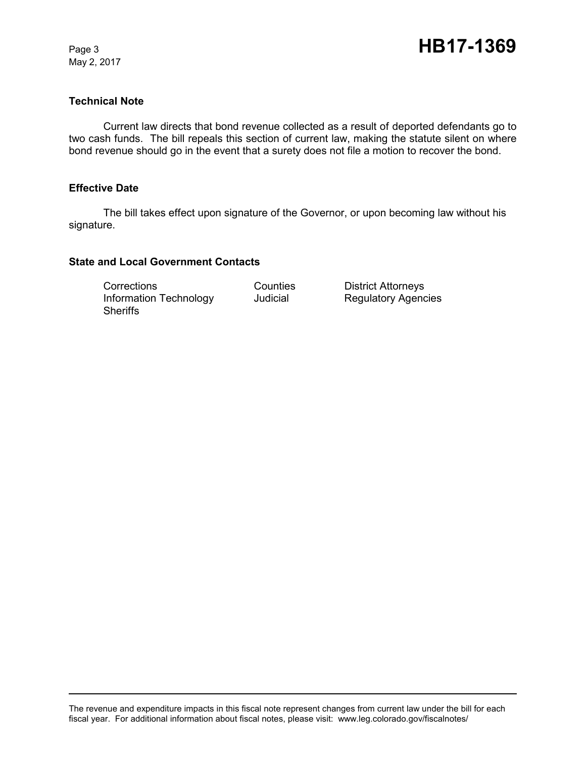### Technical Note

Current law directs that bond revenue collected as a result of deported defendants go to two cash funds. The bill repeals this section of current law, making the statute silent on where bond revenue should go in the event that a surety does not file a motion to recover the bond.

### Effective Date

The bill takes effect upon signature of the Governor, or upon becoming law without his signature.

### State and Local Government Contacts

| | | |
|---|---|---|
| Corrections | Counties | District Attorneys |
| Information Technology | Judicial | Regulatory Agencies |
| Sheriffs | | |

The revenue and expenditure impacts in this fiscal note represent changes from current law under the bill for each fiscal year. For additional information about fiscal notes, please visit: www.leg.colorado.gov/fiscalnotes/